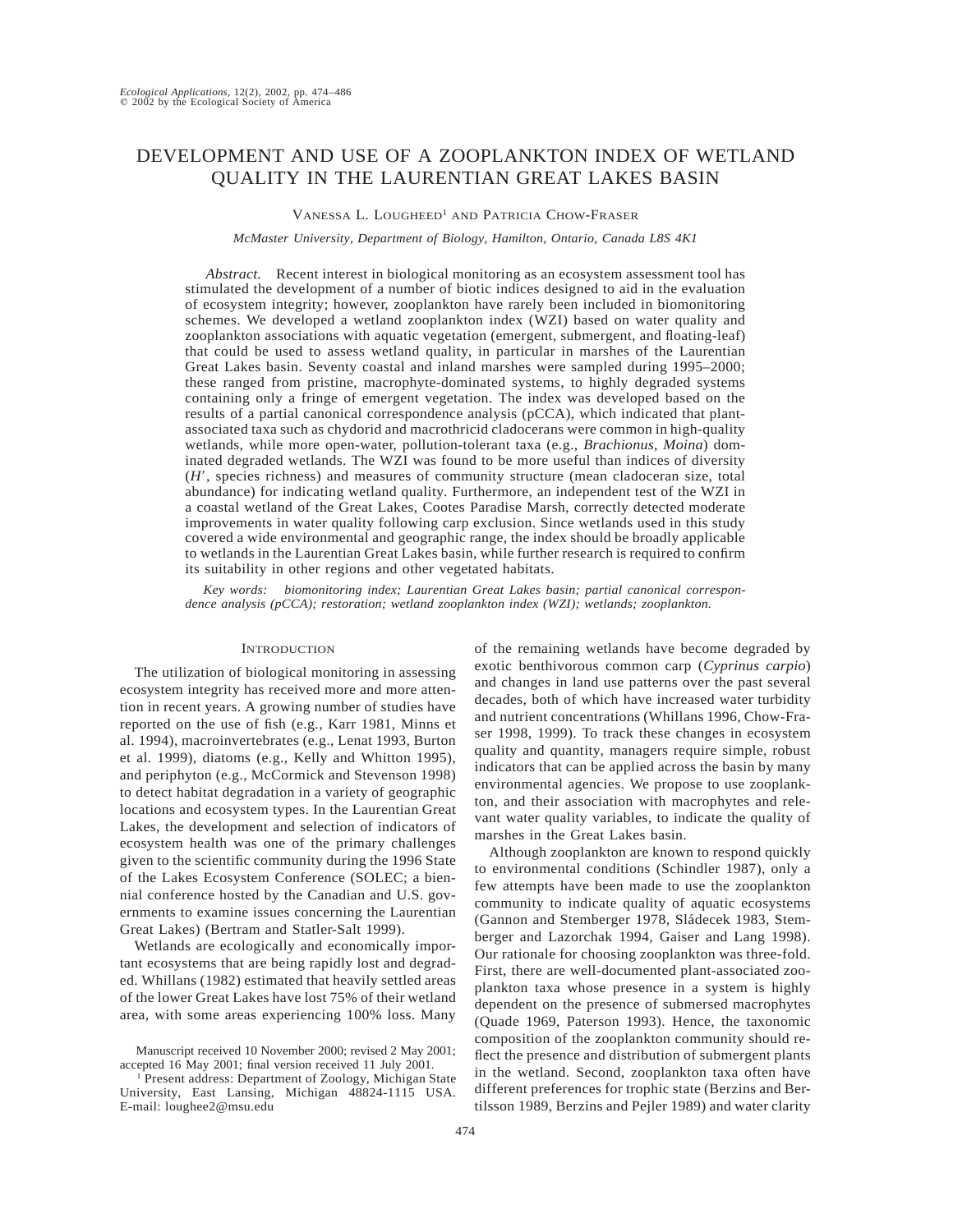# DEVELOPMENT AND USE OF A ZOOPLANKTON INDEX OF WETLAND QUALITY IN THE LAURENTIAN GREAT LAKES BASIN

Vanessa L. Lougheed[1] and Patricia Chow-Fraser

*McMaster University, Department of Biology, Hamilton, Ontario, Canada L8S 4K1*

*Abstract.* Recent interest in biological monitoring as an ecosystem assessment tool has stimulated the development of a number of biotic indices designed to aid in the evaluation of ecosystem integrity; however, zooplankton have rarely been included in biomonitoring schemes. We developed a wetland zooplankton index (WZI) based on water quality and zooplankton associations with aquatic vegetation (emergent, submergent, and floating-leaf) that could be used to assess wetland quality, in particular in marshes of the Laurentian Great Lakes basin. Seventy coastal and inland marshes were sampled during 1995–2000; these ranged from pristine, macrophyte-dominated systems, to highly degraded systems containing only a fringe of emergent vegetation. The index was developed based on the results of a partial canonical correspondence analysis (pCCA), which indicated that plant-associated taxa such as chydorid and macrothricid cladocerans were common in high-quality wetlands, while more open-water, pollution-tolerant taxa (e.g., *Brachionus*, *Moina*) dominated degraded wetlands. The WZI was found to be more useful than indices of diversity ($H'$, species richness) and measures of community structure (mean cladoceran size, total abundance) for indicating wetland quality. Furthermore, an independent test of the WZI in a coastal wetland of the Great Lakes, Cootes Paradise Marsh, correctly detected moderate improvements in water quality following carp exclusion. Since wetlands used in this study covered a wide environmental and geographic range, the index should be broadly applicable to wetlands in the Laurentian Great Lakes basin, while further research is required to confirm its suitability in other regions and other vegetated habitats.

*Key words:* biomonitoring index; Laurentian Great Lakes basin; partial canonical correspondence analysis (pCCA); restoration; wetland zooplankton index (WZI); wetlands; zooplankton.

## Introduction

The utilization of biological monitoring in assessing ecosystem integrity has received more and more attention in recent years. A growing number of studies have reported on the use of fish (e.g., Karr 1981, Minns et al. 1994), macroinvertebrates (e.g., Lenat 1993, Burton et al. 1999), diatoms (e.g., Kelly and Whitton 1995), and periphyton (e.g., McCormick and Stevenson 1998) to detect habitat degradation in a variety of geographic locations and ecosystem types. In the Laurentian Great Lakes, the development and selection of indicators of ecosystem health was one of the primary challenges given to the scientific community during the 1996 State of the Lakes Ecosystem Conference (SOLEC; a biennial conference hosted by the Canadian and U.S. governments to examine issues concerning the Laurentian Great Lakes) (Bertram and Statler-Salt 1999).

Wetlands are ecologically and economically important ecosystems that are being rapidly lost and degraded. Whillans (1982) estimated that heavily settled areas of the lower Great Lakes have lost 75% of their wetland area, with some areas experiencing 100% loss. Many of the remaining wetlands have become degraded by exotic benthivorous common carp (*Cyprinus carpio*) and changes in land use patterns over the past several decades, both of which have increased water turbidity and nutrient concentrations (Whillans 1996, Chow-Fraser 1998, 1999). To track these changes in ecosystem quality and quantity, managers require simple, robust indicators that can be applied across the basin by many environmental agencies. We propose to use zooplankton, and their association with macrophytes and relevant water quality variables, to indicate the quality of marshes in the Great Lakes basin.

Although zooplankton are known to respond quickly to environmental conditions (Schindler 1987), only a few attempts have been made to use the zooplankton community to indicate quality of aquatic ecosystems (Gannon and Stemberger 1978, Sládecek 1983, Stemberger and Lazorchak 1994, Gaiser and Lang 1998). Our rationale for choosing zooplankton was three-fold. First, there are well-documented plant-associated zooplankton taxa whose presence in a system is highly dependent on the presence of submersed macrophytes (Quade 1969, Paterson 1993). Hence, the taxonomic composition of the zooplankton community should reflect the presence and distribution of submergent plants in the wetland. Second, zooplankton taxa often have different preferences for trophic state (Berzins and Bertilsson 1989, Berzins and Pejler 1989) and water clarity

Manuscript received 10 November 2000; revised 2 May 2001; accepted 16 May 2001; final version received 11 July 2001.

[1] Present address: Department of Zoology, Michigan State University, East Lansing, Michigan 48824-1115 USA. E-mail: loughee2@msu.edu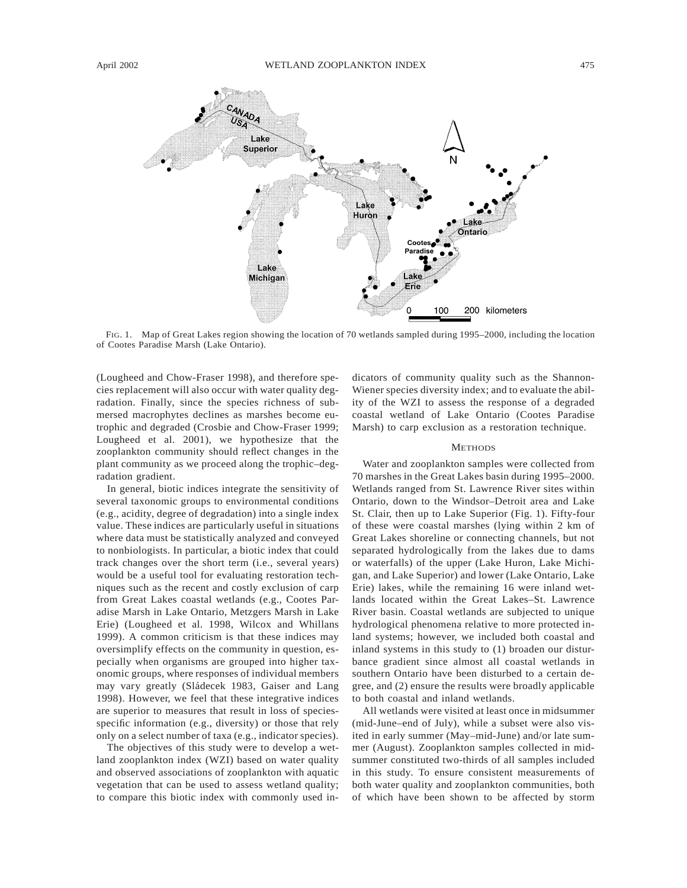FIG. 1. Map of Great Lakes region showing the location of 70 wetlands sampled during 1995–2000, including the location of Cootes Paradise Marsh (Lake Ontario).

(Lougheed and Chow-Fraser 1998), and therefore species replacement will also occur with water quality degradation. Finally, since the species richness of submersed macrophytes declines as marshes become eutrophic and degraded (Crosbie and Chow-Fraser 1999; Lougheed et al. 2001), we hypothesize that the zooplankton community should reflect changes in the plant community as we proceed along the trophic–degradation gradient.

In general, biotic indices integrate the sensitivity of several taxonomic groups to environmental conditions (e.g., acidity, degree of degradation) into a single index value. These indices are particularly useful in situations where data must be statistically analyzed and conveyed to nonbiologists. In particular, a biotic index that could track changes over the short term (i.e., several years) would be a useful tool for evaluating restoration techniques such as the recent and costly exclusion of carp from Great Lakes coastal wetlands (e.g., Cootes Paradise Marsh in Lake Ontario, Metzgers Marsh in Lake Erie) (Lougheed et al. 1998, Wilcox and Whillans 1999). A common criticism is that these indices may oversimplify effects on the community in question, especially when organisms are grouped into higher taxonomic groups, where responses of individual members may vary greatly (Sládecek 1983, Gaiser and Lang 1998). However, we feel that these integrative indices are superior to measures that result in loss of species-specific information (e.g., diversity) or those that rely only on a select number of taxa (e.g., indicator species).

The objectives of this study were to develop a wetland zooplankton index (WZI) based on water quality and observed associations of zooplankton with aquatic vegetation that can be used to assess wetland quality; to compare this biotic index with commonly used indicators of community quality such as the Shannon-Wiener species diversity index; and to evaluate the ability of the WZI to assess the response of a degraded coastal wetland of Lake Ontario (Cootes Paradise Marsh) to carp exclusion as a restoration technique.

## METHODS

Water and zooplankton samples were collected from 70 marshes in the Great Lakes basin during 1995–2000. Wetlands ranged from St. Lawrence River sites within Ontario, down to the Windsor–Detroit area and Lake St. Clair, then up to Lake Superior (Fig. 1). Fifty-four of these were coastal marshes (lying within 2 km of Great Lakes shoreline or connecting channels, but not separated hydrologically from the lakes due to dams or waterfalls) of the upper (Lake Huron, Lake Michigan, and Lake Superior) and lower (Lake Ontario, Lake Erie) lakes, while the remaining 16 were inland wetlands located within the Great Lakes–St. Lawrence River basin. Coastal wetlands are subjected to unique hydrological phenomena relative to more protected inland systems; however, we included both coastal and inland systems in this study to (1) broaden our disturbance gradient since almost all coastal wetlands in southern Ontario have been disturbed to a certain degree, and (2) ensure the results were broadly applicable to both coastal and inland wetlands.

All wetlands were visited at least once in midsummer (mid-June–end of July), while a subset were also visited in early summer (May–mid-June) and/or late summer (August). Zooplankton samples collected in midsummer constituted two-thirds of all samples included in this study. To ensure consistent measurements of both water quality and zooplankton communities, both of which have been shown to be affected by storm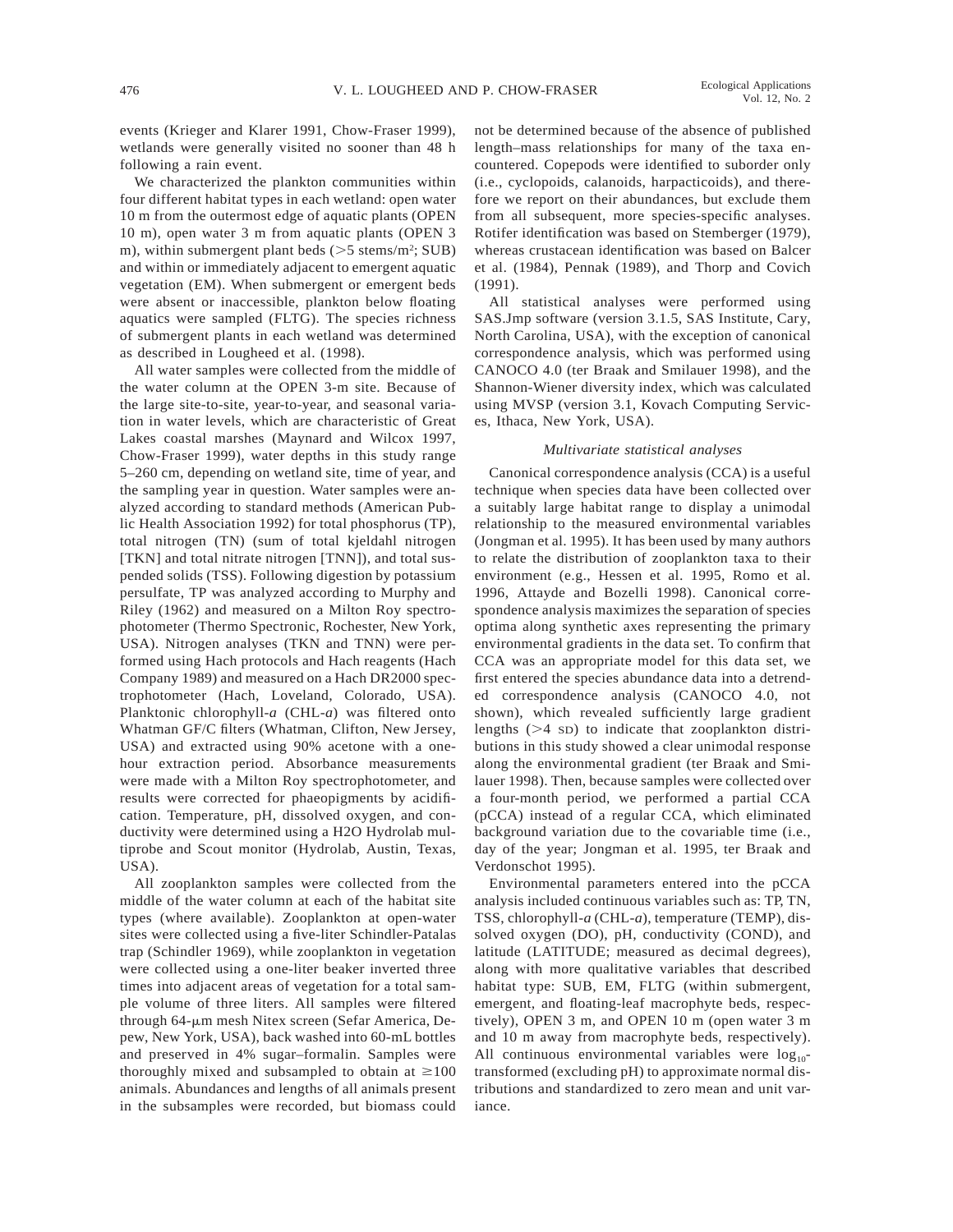events (Krieger and Klarer 1991, Chow-Fraser 1999), wetlands were generally visited no sooner than 48 h following a rain event.

We characterized the plankton communities within four different habitat types in each wetland: open water 10 m from the outermost edge of aquatic plants (OPEN 10 m), open water 3 m from aquatic plants (OPEN 3 m), within submergent plant beds (>5 stems/m$^2$; SUB) and within or immediately adjacent to emergent aquatic vegetation (EM). When submergent or emergent beds were absent or inaccessible, plankton below floating aquatics were sampled (FLTG). The species richness of submergent plants in each wetland was determined as described in Lougheed et al. (1998).

All water samples were collected from the middle of the water column at the OPEN 3-m site. Because of the large site-to-site, year-to-year, and seasonal variation in water levels, which are characteristic of Great Lakes coastal marshes (Maynard and Wilcox 1997, Chow-Fraser 1999), water depths in this study range 5–260 cm, depending on wetland site, time of year, and the sampling year in question. Water samples were analyzed according to standard methods (American Public Health Association 1992) for total phosphorus (TP), total nitrogen (TN) (sum of total kjeldahl nitrogen [TKN] and total nitrate nitrogen [TNN]), and total suspended solids (TSS). Following digestion by potassium persulfate, TP was analyzed according to Murphy and Riley (1962) and measured on a Milton Roy spectrophotometer (Thermo Spectronic, Rochester, New York, USA). Nitrogen analyses (TKN and TNN) were performed using Hach protocols and Hach reagents (Hach Company 1989) and measured on a Hach DR2000 spectrophotometer (Hach, Loveland, Colorado, USA). Planktonic chlorophyll-*a* (CHL-*a*) was filtered onto Whatman GF/C filters (Whatman, Clifton, New Jersey, USA) and extracted using 90% acetone with a one-hour extraction period. Absorbance measurements were made with a Milton Roy spectrophotometer, and results were corrected for phaeopigments by acidification. Temperature, pH, dissolved oxygen, and conductivity were determined using a H2O Hydrolab multiprobe and Scout monitor (Hydrolab, Austin, Texas, USA).

All zooplankton samples were collected from the middle of the water column at each of the habitat site types (where available). Zooplankton at open-water sites were collected using a five-liter Schindler-Patalas trap (Schindler 1969), while zooplankton in vegetation were collected using a one-liter beaker inverted three times into adjacent areas of vegetation for a total sample volume of three liters. All samples were filtered through 64-μm mesh Nitex screen (Sefar America, Depew, New York, USA), back washed into 60-mL bottles and preserved in 4% sugar–formalin. Samples were thoroughly mixed and subsampled to obtain at ≥100 animals. Abundances and lengths of all animals present in the subsamples were recorded, but biomass could not be determined because of the absence of published length–mass relationships for many of the taxa encountered. Copepods were identified to suborder only (i.e., cyclopoids, calanoids, harpacticoids), and therefore we report on their abundances, but exclude them from all subsequent, more species-specific analyses. Rotifer identification was based on Stemberger (1979), whereas crustacean identification was based on Balcer et al. (1984), Pennak (1989), and Thorp and Covich (1991).

All statistical analyses were performed using SAS.Jmp software (version 3.1.5, SAS Institute, Cary, North Carolina, USA), with the exception of canonical correspondence analysis, which was performed using CANOCO 4.0 (ter Braak and Smilauer 1998), and the Shannon-Wiener diversity index, which was calculated using MVSP (version 3.1, Kovach Computing Services, Ithaca, New York, USA).

### *Multivariate statistical analyses*

Canonical correspondence analysis (CCA) is a useful technique when species data have been collected over a suitably large habitat range to display a unimodal relationship to the measured environmental variables (Jongman et al. 1995). It has been used by many authors to relate the distribution of zooplankton taxa to their environment (e.g., Hessen et al. 1995, Romo et al. 1996, Attayde and Bozelli 1998). Canonical correspondence analysis maximizes the separation of species optima along synthetic axes representing the primary environmental gradients in the data set. To confirm that CCA was an appropriate model for this data set, we first entered the species abundance data into a detrended correspondence analysis (CANOCO 4.0, not shown), which revealed sufficiently large gradient lengths (>4 SD) to indicate that zooplankton distributions in this study showed a clear unimodal response along the environmental gradient (ter Braak and Smilauer 1998). Then, because samples were collected over a four-month period, we performed a partial CCA (pCCA) instead of a regular CCA, which eliminated background variation due to the covariable time (i.e., day of the year; Jongman et al. 1995, ter Braak and Verdonschot 1995).

Environmental parameters entered into the pCCA analysis included continuous variables such as: TP, TN, TSS, chlorophyll-*a* (CHL-*a*), temperature (TEMP), dissolved oxygen (DO), pH, conductivity (COND), and latitude (LATITUDE; measured as decimal degrees), along with more qualitative variables that described habitat type: SUB, EM, FLTG (within submergent, emergent, and floating-leaf macrophyte beds, respectively), OPEN 3 m, and OPEN 10 m (open water 3 m and 10 m away from macrophyte beds, respectively). All continuous environmental variables were $\log_{10}$-transformed (excluding pH) to approximate normal distributions and standardized to zero mean and unit variance.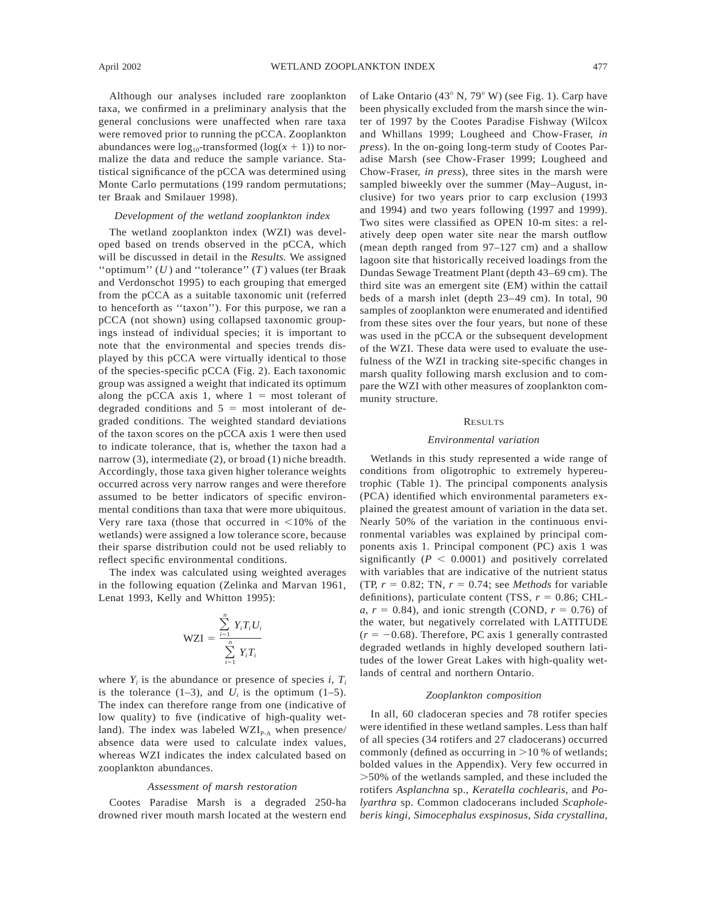Although our analyses included rare zooplankton taxa, we confirmed in a preliminary analysis that the general conclusions were unaffected when rare taxa were removed prior to running the pCCA. Zooplankton abundances were $\log_{10}$-transformed ($\log(x + 1)$) to normalize the data and reduce the sample variance. Statistical significance of the pCCA was determined using Monte Carlo permutations (199 random permutations; ter Braak and Smilauer 1998).

### *Development of the wetland zooplankton index*

The wetland zooplankton index (WZI) was developed based on trends observed in the pCCA, which will be discussed in detail in the *Results.* We assigned ''optimum'' ($U$) and ''tolerance'' ($T$) values (ter Braak and Verdonschot 1995) to each grouping that emerged from the pCCA as a suitable taxonomic unit (referred to henceforth as ''taxon''). For this purpose, we ran a pCCA (not shown) using collapsed taxonomic groupings instead of individual species; it is important to note that the environmental and species trends displayed by this pCCA were virtually identical to those of the species-specific pCCA (Fig. 2). Each taxonomic group was assigned a weight that indicated its optimum along the pCCA axis 1, where 1 = most tolerant of degraded conditions and 5 = most intolerant of degraded conditions. The weighted standard deviations of the taxon scores on the pCCA axis 1 were then used to indicate tolerance, that is, whether the taxon had a narrow (3), intermediate (2), or broad (1) niche breadth. Accordingly, those taxa given higher tolerance weights occurred across very narrow ranges and were therefore assumed to be better indicators of specific environmental conditions than taxa that were more ubiquitous. Very rare taxa (those that occurred in <10% of the wetlands) were assigned a low tolerance score, because their sparse distribution could not be used reliably to reflect specific environmental conditions.

The index was calculated using weighted averages in the following equation (Zelinka and Marvan 1961, Lenat 1993, Kelly and Whitton 1995):

$$\mathrm{WZI} = \frac{\sum_{i=1}^{n} Y_i T_i U_i}{\sum_{i=1}^{n} Y_i T_i}$$

where $Y_i$ is the abundance or presence of species $i$, $T_i$ is the tolerance (1–3), and $U_i$ is the optimum (1–5). The index can therefore range from one (indicative of low quality) to five (indicative of high-quality wetland). The index was labeled $\mathrm{WZI}_{\mathrm{P\text{-}A}}$ when presence/absence data were used to calculate index values, whereas WZI indicates the index calculated based on zooplankton abundances.

### *Assessment of marsh restoration*

Cootes Paradise Marsh is a degraded 250-ha drowned river mouth marsh located at the western end of Lake Ontario (43° N, 79° W) (see Fig. 1). Carp have been physically excluded from the marsh since the winter of 1997 by the Cootes Paradise Fishway (Wilcox and Whillans 1999; Lougheed and Chow-Fraser, *in press*). In the on-going long-term study of Cootes Paradise Marsh (see Chow-Fraser 1999; Lougheed and Chow-Fraser, *in press*), three sites in the marsh were sampled biweekly over the summer (May–August, inclusive) for two years prior to carp exclusion (1993 and 1994) and two years following (1997 and 1999). Two sites were classified as OPEN 10-m sites: a relatively deep open water site near the marsh outflow (mean depth ranged from 97–127 cm) and a shallow lagoon site that historically received loadings from the Dundas Sewage Treatment Plant (depth 43–69 cm). The third site was an emergent site (EM) within the cattail beds of a marsh inlet (depth 23–49 cm). In total, 90 samples of zooplankton were enumerated and identified from these sites over the four years, but none of these was used in the pCCA or the subsequent development of the WZI. These data were used to evaluate the usefulness of the WZI in tracking site-specific changes in marsh quality following marsh exclusion and to compare the WZI with other measures of zooplankton community structure.

## Results

### *Environmental variation*

Wetlands in this study represented a wide range of conditions from oligotrophic to extremely hypereutrophic (Table 1). The principal components analysis (PCA) identified which environmental parameters explained the greatest amount of variation in the data set. Nearly 50% of the variation in the continuous environmental variables was explained by principal components axis 1. Principal component (PC) axis 1 was significantly ($P < 0.0001$) and positively correlated with variables that are indicative of the nutrient status (TP, $r = 0.82$; TN, $r = 0.74$; see *Methods* for variable definitions), particulate content (TSS, $r = 0.86$; CHL-*a*, $r = 0.84$), and ionic strength (COND, $r = 0.76$) of the water, but negatively correlated with LATITUDE ($r = -0.68$). Therefore, PC axis 1 generally contrasted degraded wetlands in highly developed southern latitudes of the lower Great Lakes with high-quality wetlands of central and northern Ontario.

### *Zooplankton composition*

In all, 60 cladoceran species and 78 rotifer species were identified in these wetland samples. Less than half of all species (34 rotifers and 27 cladocerans) occurred commonly (defined as occurring in >10 % of wetlands; bolded values in the Appendix). Very few occurred in >50% of the wetlands sampled, and these included the rotifers *Asplanchna* sp., *Keratella cochlearis*, and *Polyarthra* sp. Common cladocerans included *Scapholeberis kingi*, *Simocephalus exspinosus*, *Sida crystallina*,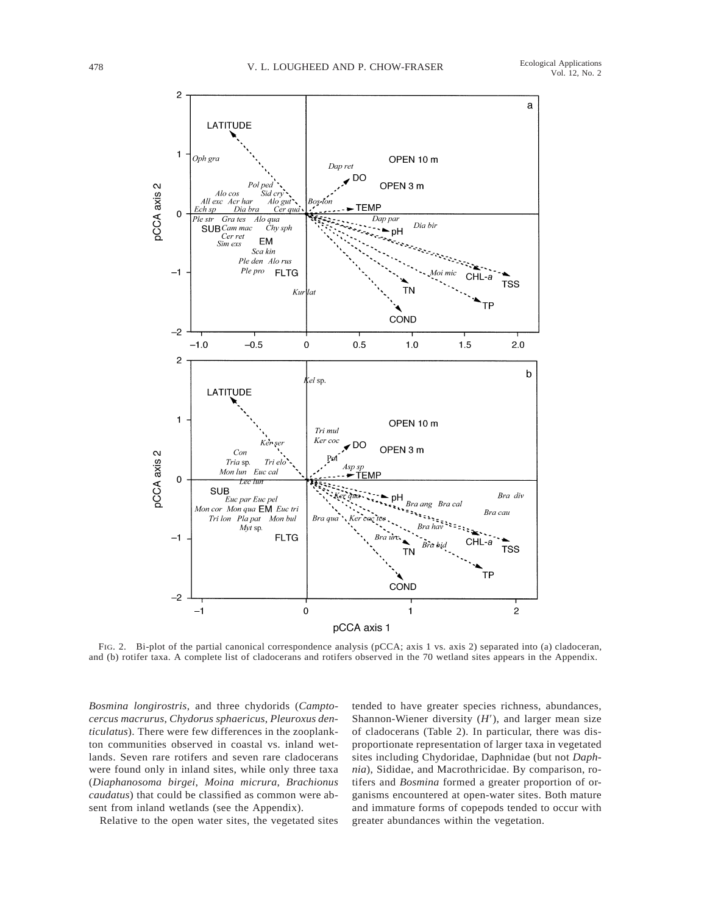FIG. 2. Bi-plot of the partial canonical correspondence analysis (pCCA; axis 1 vs. axis 2) separated into (a) cladoceran, and (b) rotifer taxa. A complete list of cladocerans and rotifers observed in the 70 wetland sites appears in the Appendix.

*Bosmina longirostris*, and three chydorids (*Camptocercus macrurus*, *Chydorus sphaericus*, *Pleuroxus denticulatus*). There were few differences in the zooplankton communities observed in coastal vs. inland wetlands. Seven rare rotifers and seven rare cladocerans were found only in inland sites, while only three taxa (*Diaphanosoma birgei*, *Moina micrura*, *Brachionus caudatus*) that could be classified as common were absent from inland wetlands (see the Appendix).

Relative to the open water sites, the vegetated sites tended to have greater species richness, abundances, Shannon-Wiener diversity ($H'$), and larger mean size of cladocerans (Table 2). In particular, there was disproportionate representation of larger taxa in vegetated sites including Chydoridae, Daphnidae (but not *Daphnia*), Sididae, and Macrothricidae. By comparison, rotifers and *Bosmina* formed a greater proportion of organisms encountered at open-water sites. Both mature and immature forms of copepods tended to occur with greater abundances within the vegetation.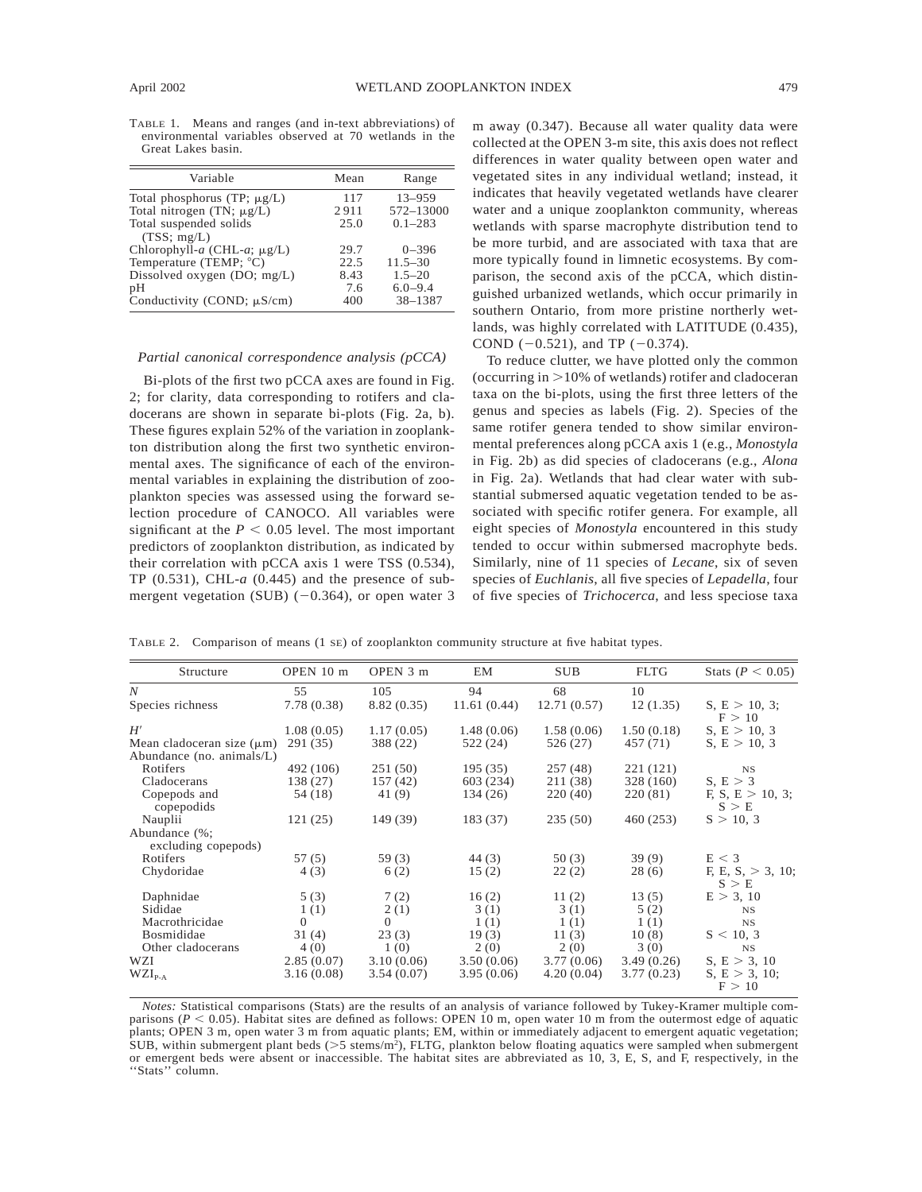TABLE 1. Means and ranges (and in-text abbreviations) of environmental variables observed at 70 wetlands in the Great Lakes basin.

| Variable | Mean | Range |
|---|---|---|
| Total phosphorus (TP; μg/L) | 117 | 13–959 |
| Total nitrogen (TN; μg/L) | 2911 | 572–13000 |
| Total suspended solids (TSS; mg/L) | 25.0 | 0.1–283 |
| Chlorophyll-*a* (CHL-*a*; μg/L) | 29.7 | 0–396 |
| Temperature (TEMP; °C) | 22.5 | 11.5–30 |
| Dissolved oxygen (DO; mg/L) | 8.43 | 1.5–20 |
| pH | 7.6 | 6.0–9.4 |
| Conductivity (COND; μS/cm) | 400 | 38–1387 |

### *Partial canonical correspondence analysis (pCCA)*

Bi-plots of the first two pCCA axes are found in Fig. 2; for clarity, data corresponding to rotifers and cladocerans are shown in separate bi-plots (Fig. 2a, b). These figures explain 52% of the variation in zooplankton distribution along the first two synthetic environmental axes. The significance of each of the environmental variables in explaining the distribution of zooplankton species was assessed using the forward selection procedure of CANOCO. All variables were significant at the $P < 0.05$ level. The most important predictors of zooplankton distribution, as indicated by their correlation with pCCA axis 1 were TSS (0.534), TP (0.531), CHL-*a* (0.445) and the presence of submergent vegetation (SUB) (−0.364), or open water 3 m away (0.347). Because all water quality data were collected at the OPEN 3-m site, this axis does not reflect differences in water quality between open water and vegetated sites in any individual wetland; instead, it indicates that heavily vegetated wetlands have clearer water and a unique zooplankton community, whereas wetlands with sparse macrophyte distribution tend to be more turbid, and are associated with taxa that are more typically found in limnetic ecosystems. By comparison, the second axis of the pCCA, which distinguished urbanized wetlands, which occur primarily in southern Ontario, from more pristine northerly wetlands, was highly correlated with LATITUDE (0.435), COND (−0.521), and TP (−0.374).

To reduce clutter, we have plotted only the common (occurring in >10% of wetlands) rotifer and cladoceran taxa on the bi-plots, using the first three letters of the genus and species as labels (Fig. 2). Species of the same rotifer genera tended to show similar environmental preferences along pCCA axis 1 (e.g., *Monostyla* in Fig. 2b) as did species of cladocerans (e.g., *Alona* in Fig. 2a). Wetlands that had clear water with substantial submersed aquatic vegetation tended to be associated with specific rotifer genera. For example, all eight species of *Monostyla* encountered in this study tended to occur within submersed macrophyte beds. Similarly, nine of 11 species of *Lecane*, six of seven species of *Euchlanis*, all five species of *Lepadella*, four of five species of *Trichocerca*, and less speciose taxa

TABLE 2. Comparison of means (1 SE) of zooplankton community structure at five habitat types.

| Structure | OPEN 10 m | OPEN 3 m | EM | SUB | FLTG | Stats ($P < 0.05$) |
|---|---|---|---|---|---|---|
| $N$ | 55 | 105 | 94 | 68 | 10 | |
| Species richness | 7.78 (0.38) | 8.82 (0.35) | 11.61 (0.44) | 12.71 (0.57) | 12 (1.35) | S, E > 10, 3; F > 10 |
| $H'$ | 1.08 (0.05) | 1.17 (0.05) | 1.48 (0.06) | 1.58 (0.06) | 1.50 (0.18) | S, E > 10, 3 |
| Mean cladoceran size (μm) | 291 (35) | 388 (22) | 522 (24) | 526 (27) | 457 (71) | S, E > 10, 3 |
| Abundance (no. animals/L) | | | | | | |
| Rotifers | 492 (106) | 251 (50) | 195 (35) | 257 (48) | 221 (121) | NS |
| Cladocerans | 138 (27) | 157 (42) | 603 (234) | 211 (38) | 328 (160) | S, E > 3 |
| Copepods and copepodids | 54 (18) | 41 (9) | 134 (26) | 220 (40) | 220 (81) | F, S, E > 10, 3; S > E |
| Nauplii | 121 (25) | 149 (39) | 183 (37) | 235 (50) | 460 (253) | S > 10, 3 |
| Abundance (%; excluding copepods) | | | | | | |
| Rotifers | 57 (5) | 59 (3) | 44 (3) | 50 (3) | 39 (9) | E < 3 |
| Chydoridae | 4 (3) | 6 (2) | 15 (2) | 22 (2) | 28 (6) | F, E, S, > 3, 10; S > E |
| Daphnidae | 5 (3) | 7 (2) | 16 (2) | 11 (2) | 13 (5) | E > 3, 10 |
| Sididae | 1 (1) | 2 (1) | 3 (1) | 3 (1) | 5 (2) | NS |
| Macrothricidae | 0 | 0 | 1 (1) | 1 (1) | 1 (1) | NS |
| Bosmididae | 31 (4) | 23 (3) | 19 (3) | 11 (3) | 10 (8) | S < 10, 3 |
| Other cladocerans | 4 (0) | 1 (0) | 2 (0) | 2 (0) | 3 (0) | NS |
| WZI | 2.85 (0.07) | 3.10 (0.06) | 3.50 (0.06) | 3.77 (0.06) | 3.49 (0.26) | S, E > 3, 10 |
| $WZI_{P\text{-}A}$ | 3.16 (0.08) | 3.54 (0.07) | 3.95 (0.06) | 4.20 (0.04) | 3.77 (0.23) | S, E > 3, 10; F > 10 |

*Notes:* Statistical comparisons (Stats) are the results of an analysis of variance followed by Tukey-Kramer multiple comparisons ($P < 0.05$). Habitat sites are defined as follows: OPEN 10 m, open water 10 m from the outermost edge of aquatic plants; OPEN 3 m, open water 3 m from aquatic plants; EM, within or immediately adjacent to emergent aquatic vegetation; SUB, within submergent plant beds (>5 stems/m²), FLTG, plankton below floating aquatics were sampled when submergent or emergent beds were absent or inaccessible. The habitat sites are abbreviated as 10, 3, E, S, and F, respectively, in the "Stats" column.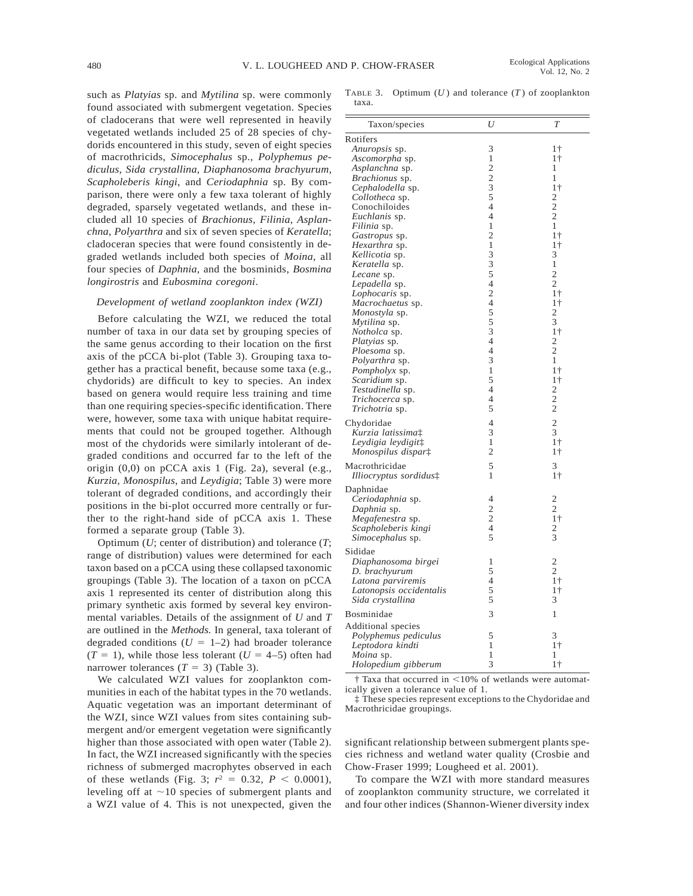such as *Platyias* sp. and *Mytilina* sp. were commonly found associated with submergent vegetation. Species of cladocerans that were well represented in heavily vegetated wetlands included 25 of 28 species of chydorids encountered in this study, seven of eight species of macrothricids, *Simocephalus* sp., *Polyphemus pediculus*, *Sida crystallina*, *Diaphanosoma brachyurum*, *Scapholeberis kingi*, and *Ceriodaphnia* sp. By comparison, there were only a few taxa tolerant of highly degraded, sparsely vegetated wetlands, and these included all 10 species of *Brachionus*, *Filinia*, *Asplanchna*, *Polyarthra* and six of seven species of *Keratella*; cladoceran species that were found consistently in degraded wetlands included both species of *Moina*, all four species of *Daphnia*, and the bosminids, *Bosmina longirostris* and *Eubosmina coregoni*.

### *Development of wetland zooplankton index (WZI)*

Before calculating the WZI, we reduced the total number of taxa in our data set by grouping species of the same genus according to their location on the first axis of the pCCA bi-plot (Table 3). Grouping taxa together has a practical benefit, because some taxa (e.g., chydorids) are difficult to key to species. An index based on genera would require less training and time than one requiring species-specific identification. There were, however, some taxa with unique habitat requirements that could not be grouped together. Although most of the chydorids were similarly intolerant of degraded conditions and occurred far to the left of the origin (0,0) on pCCA axis 1 (Fig. 2a), several (e.g., *Kurzia*, *Monospilus*, and *Leydigia*; Table 3) were more tolerant of degraded conditions, and accordingly their positions in the bi-plot occurred more centrally or further to the right-hand side of pCCA axis 1. These formed a separate group (Table 3).

Optimum ($U$; center of distribution) and tolerance ($T$; range of distribution) values were determined for each taxon based on a pCCA using these collapsed taxonomic groupings (Table 3). The location of a taxon on pCCA axis 1 represented its center of distribution along this primary synthetic axis formed by several key environmental variables. Details of the assignment of $U$ and $T$ are outlined in the *Methods.* In general, taxa tolerant of degraded conditions ($U$ = 1–2) had broader tolerance ($T$ = 1), while those less tolerant ($U$ = 4–5) often had narrower tolerances ($T$ = 3) (Table 3).

We calculated WZI values for zooplankton communities in each of the habitat types in the 70 wetlands. Aquatic vegetation was an important determinant of the WZI, since WZI values from sites containing submergent and/or emergent vegetation were significantly higher than those associated with open water (Table 2). In fact, the WZI increased significantly with the species richness of submerged macrophytes observed in each of these wetlands (Fig. 3; $r^2$ = 0.32, $P$ < 0.0001), leveling off at ~10 species of submergent plants and a WZI value of 4. This is not unexpected, given the significant relationship between submergent plants species richness and wetland water quality (Crosbie and Chow-Fraser 1999; Lougheed et al. 2001).

To compare the WZI with more standard measures of zooplankton community structure, we correlated it and four other indices (Shannon-Wiener diversity index

TABLE 3. Optimum ($U$) and tolerance ($T$) of zooplankton taxa.

| Taxon/species | $U$ | $T$ |
|---|---|---|
| Rotifers | | |
| *Anuropsis* sp. | 3 | 1† |
| *Ascomorpha* sp. | 1 | 1† |
| *Asplanchna* sp. | 2 | 1 |
| *Brachionus* sp. | 2 | 1 |
| *Cephalodella* sp. | 3 | 1† |
| *Collotheca* sp. | 5 | 2 |
| Conochiloides | 4 | 2 |
| *Euchlanis* sp. | 4 | 2 |
| *Filinia* sp. | 1 | 1 |
| *Gastropus* sp. | 2 | 1† |
| *Hexarthra* sp. | 1 | 1† |
| *Kellicotia* sp. | 3 | 3 |
| *Keratella* sp. | 3 | 1 |
| *Lecane* sp. | 5 | 2 |
| *Lepadella* sp. | 4 | 2 |
| *Lophocaris* sp. | 2 | 1† |
| *Macrochaetus* sp. | 4 | 1† |
| *Monostyla* sp. | 5 | 2 |
| *Mytilina* sp. | 5 | 3 |
| *Notholca* sp. | 3 | 1† |
| *Platyias* sp. | 4 | 2 |
| *Ploesoma* sp. | 4 | 2 |
| *Polyarthra* sp. | 3 | 1 |
| *Pompholyx* sp. | 1 | 1† |
| *Scaridium* sp. | 5 | 1† |
| *Testudinella* sp. | 4 | 2 |
| *Trichocerca* sp. | 4 | 2 |
| *Trichotria* sp. | 5 | 2 |
| Chydoridae | 4 | 2 |
| *Kurzia latissima*‡ | 3 | 3 |
| *Leydigia leydigit*‡ | 1 | 1† |
| *Monospilus dispar*‡ | 2 | 1† |
| Macrothricidae | 5 | 3 |
| *Illiocryptus sordidus*‡ | 1 | 1† |
| Daphnidae | | |
| *Ceriodaphnia* sp. | 4 | 2 |
| *Daphnia* sp. | 2 | 2 |
| *Megafenestra* sp. | 2 | 1† |
| *Scapholeberis kingi* | 4 | 2 |
| *Simocephalus* sp. | 5 | 3 |
| Sididae | | |
| *Diaphanosoma birgei* | 1 | 2 |
| *D. brachyurum* | 5 | 2 |
| *Latona parviremis* | 4 | 1† |
| *Latonopsis occidentalis* | 5 | 1† |
| *Sida crystallina* | 5 | 3 |
| Bosminidae | 3 | 1 |
| Additional species | | |
| *Polyphemus pediculus* | 5 | 3 |
| *Leptodora kindti* | 1 | 1† |
| *Moina* sp. | 1 | 1 |
| *Holopedium gibberum* | 3 | 1† |

† Taxa that occurred in <10% of wetlands were automatically given a tolerance value of 1.

‡ These species represent exceptions to the Chydoridae and Macrothricidae groupings.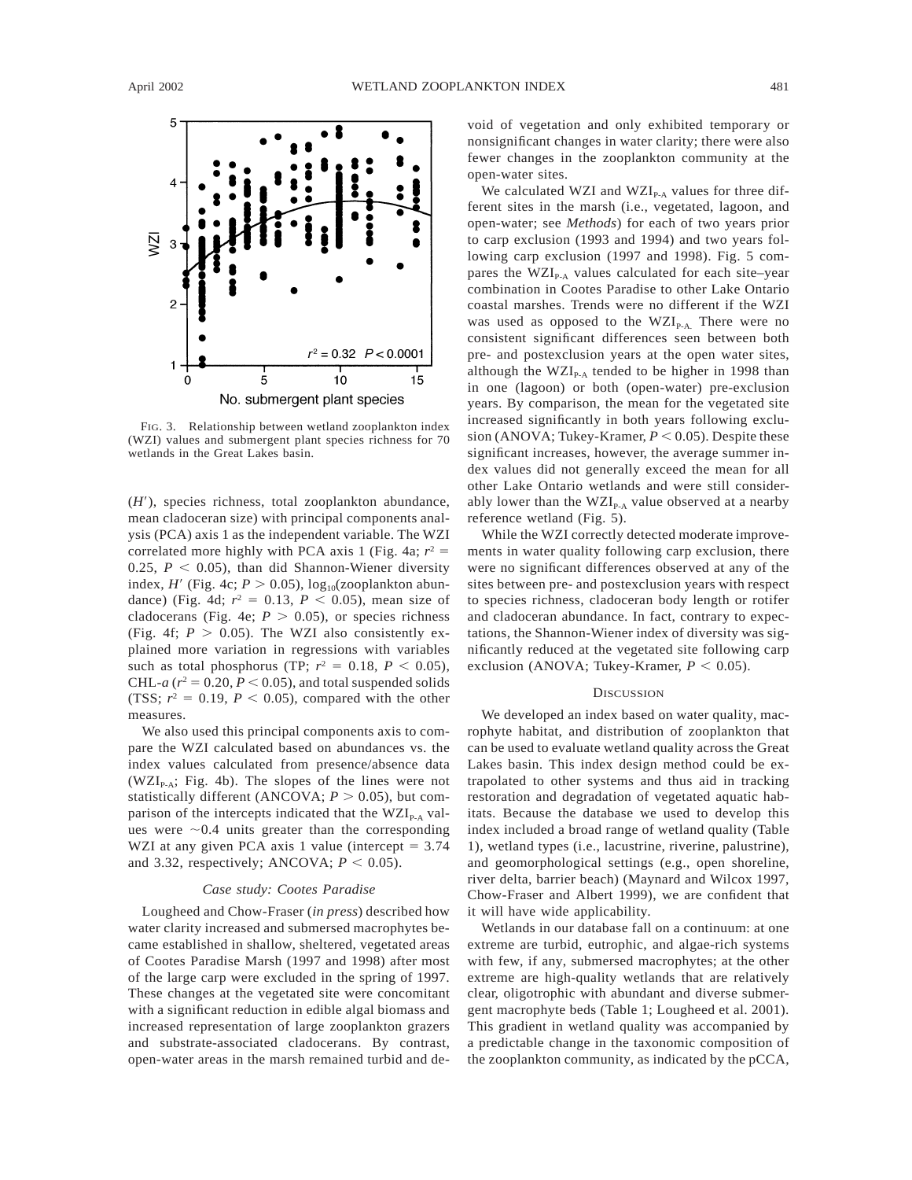FIG. 3. Relationship between wetland zooplankton index (WZI) values and submergent plant species richness for 70 wetlands in the Great Lakes basin.

($H'$), species richness, total zooplankton abundance, mean cladoceran size) with principal components analysis (PCA) axis 1 as the independent variable. The WZI correlated more highly with PCA axis 1 (Fig. 4a; $r^2 = 0.25$, $P < 0.05$), than did Shannon-Wiener diversity index, $H'$ (Fig. 4c; $P > 0.05$), $\log_{10}$(zooplankton abundance) (Fig. 4d; $r^2 = 0.13$, $P < 0.05$), mean size of cladocerans (Fig. 4e; $P > 0.05$), or species richness (Fig. 4f; $P > 0.05$). The WZI also consistently explained more variation in regressions with variables such as total phosphorus (TP; $r^2 = 0.18$, $P < 0.05$), CHL-*a* ($r^2 = 0.20$, $P < 0.05$), and total suspended solids (TSS; $r^2 = 0.19$, $P < 0.05$), compared with the other measures.

We also used this principal components axis to compare the WZI calculated based on abundances vs. the index values calculated from presence/absence data ($WZI_{P-A}$; Fig. 4b). The slopes of the lines were not statistically different (ANCOVA; $P > 0.05$), but comparison of the intercepts indicated that the $WZI_{P-A}$ values were ~0.4 units greater than the corresponding WZI at any given PCA axis 1 value (intercept = 3.74 and 3.32, respectively; ANCOVA; $P < 0.05$).

### *Case study: Cootes Paradise*

Lougheed and Chow-Fraser (*in press*) described how water clarity increased and submersed macrophytes became established in shallow, sheltered, vegetated areas of Cootes Paradise Marsh (1997 and 1998) after most of the large carp were excluded in the spring of 1997. These changes at the vegetated site were concomitant with a significant reduction in edible algal biomass and increased representation of large zooplankton grazers and substrate-associated cladocerans. By contrast, open-water areas in the marsh remained turbid and devoid of vegetation and only exhibited temporary or nonsignificant changes in water clarity; there were also fewer changes in the zooplankton community at the open-water sites.

We calculated WZI and $WZI_{P-A}$ values for three different sites in the marsh (i.e., vegetated, lagoon, and open-water; see *Methods*) for each of two years prior to carp exclusion (1993 and 1994) and two years following carp exclusion (1997 and 1998). Fig. 5 compares the $WZI_{P-A}$ values calculated for each site–year combination in Cootes Paradise to other Lake Ontario coastal marshes. Trends were no different if the WZI was used as opposed to the $WZI_{P-A}$. There were no consistent significant differences seen between both pre- and postexclusion years at the open water sites, although the $WZI_{P-A}$ tended to be higher in 1998 than in one (lagoon) or both (open-water) pre-exclusion years. By comparison, the mean for the vegetated site increased significantly in both years following exclusion (ANOVA; Tukey-Kramer, $P < 0.05$). Despite these significant increases, however, the average summer index values did not generally exceed the mean for all other Lake Ontario wetlands and were still considerably lower than the $WZI_{P-A}$ value observed at a nearby reference wetland (Fig. 5).

While the WZI correctly detected moderate improvements in water quality following carp exclusion, there were no significant differences observed at any of the sites between pre- and postexclusion years with respect to species richness, cladoceran body length or rotifer and cladoceran abundance. In fact, contrary to expectations, the Shannon-Wiener index of diversity was significantly reduced at the vegetated site following carp exclusion (ANOVA; Tukey-Kramer, $P < 0.05$).

## DISCUSSION

We developed an index based on water quality, macrophyte habitat, and distribution of zooplankton that can be used to evaluate wetland quality across the Great Lakes basin. This index design method could be extrapolated to other systems and thus aid in tracking restoration and degradation of vegetated aquatic habitats. Because the database we used to develop this index included a broad range of wetland quality (Table 1), wetland types (i.e., lacustrine, riverine, palustrine), and geomorphological settings (e.g., open shoreline, river delta, barrier beach) (Maynard and Wilcox 1997, Chow-Fraser and Albert 1999), we are confident that it will have wide applicability.

Wetlands in our database fall on a continuum: at one extreme are turbid, eutrophic, and algae-rich systems with few, if any, submersed macrophytes; at the other extreme are high-quality wetlands that are relatively clear, oligotrophic with abundant and diverse submergent macrophyte beds (Table 1; Lougheed et al. 2001). This gradient in wetland quality was accompanied by a predictable change in the taxonomic composition of the zooplankton community, as indicated by the pCCA,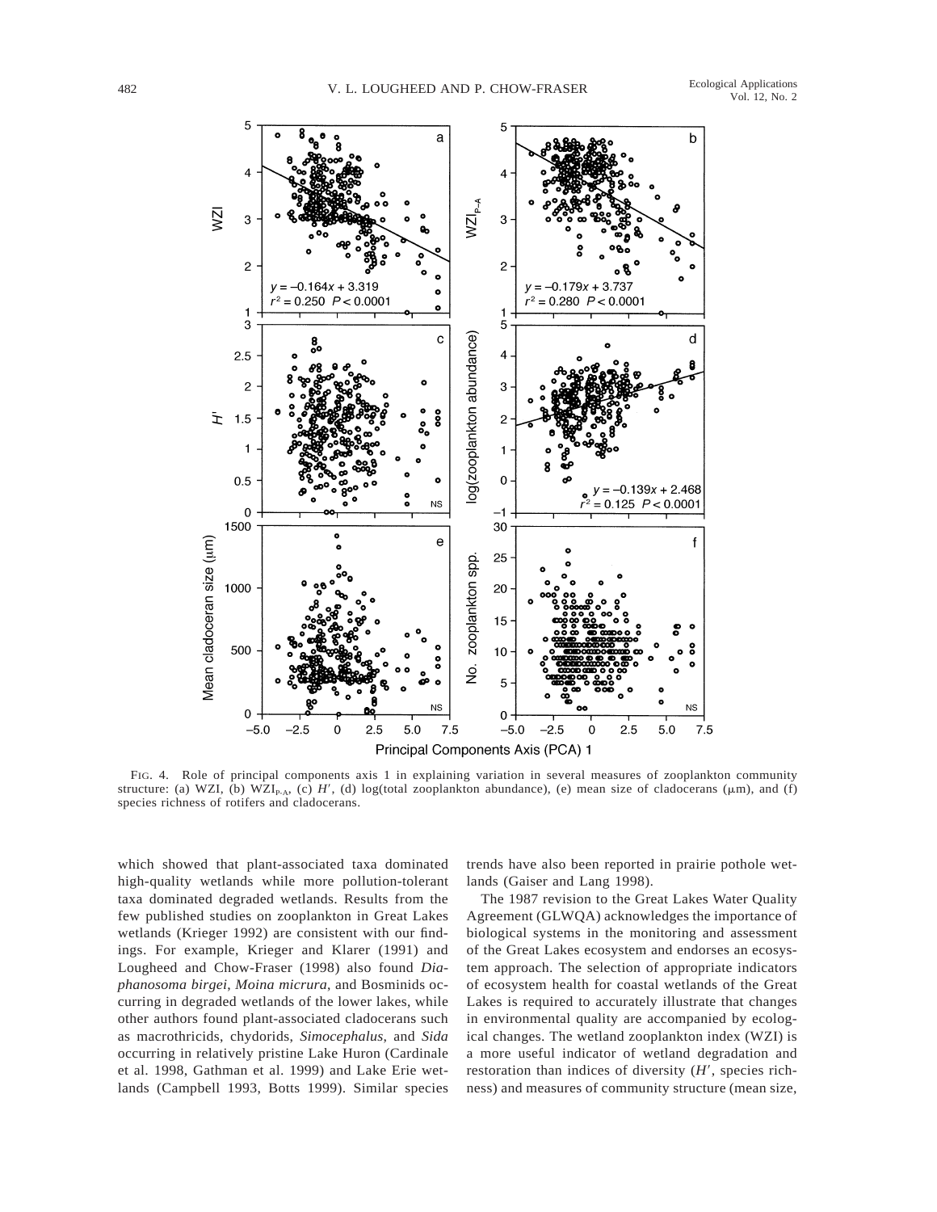FIG. 4. Role of principal components axis 1 in explaining variation in several measures of zooplankton community structure: (a) WZI, (b) $WZI_{P-A}$, (c) $H'$, (d) log(total zooplankton abundance), (e) mean size of cladocerans (μm), and (f) species richness of rotifers and cladocerans.

which showed that plant-associated taxa dominated high-quality wetlands while more pollution-tolerant taxa dominated degraded wetlands. Results from the few published studies on zooplankton in Great Lakes wetlands (Krieger 1992) are consistent with our findings. For example, Krieger and Klarer (1991) and Lougheed and Chow-Fraser (1998) also found *Diaphanosoma birgei*, *Moina micrura*, and Bosminids occurring in degraded wetlands of the lower lakes, while other authors found plant-associated cladocerans such as macrothricids, chydorids, *Simocephalus*, and *Sida* occurring in relatively pristine Lake Huron (Cardinale et al. 1998, Gathman et al. 1999) and Lake Erie wetlands (Campbell 1993, Botts 1999). Similar species trends have also been reported in prairie pothole wetlands (Gaiser and Lang 1998).

The 1987 revision to the Great Lakes Water Quality Agreement (GLWQA) acknowledges the importance of biological systems in the monitoring and assessment of the Great Lakes ecosystem and endorses an ecosystem approach. The selection of appropriate indicators of ecosystem health for coastal wetlands of the Great Lakes is required to accurately illustrate that changes in environmental quality are accompanied by ecological changes. The wetland zooplankton index (WZI) is a more useful indicator of wetland degradation and restoration than indices of diversity ($H'$, species richness) and measures of community structure (mean size,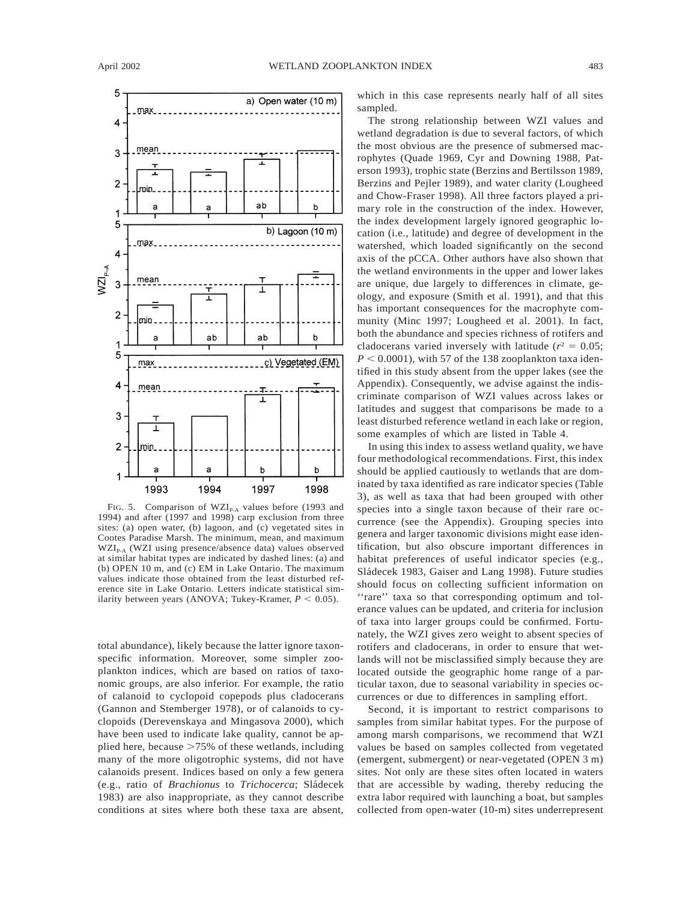FIG. 5. Comparison of $WZI_{P-A}$ values before (1993 and 1994) and after (1997 and 1998) carp exclusion from three sites: (a) open water, (b) lagoon, and (c) vegetated sites in Cootes Paradise Marsh. The minimum, mean, and maximum $WZI_{P-A}$ (WZI using presence/absence data) values observed at similar habitat types are indicated by dashed lines: (a) and (b) OPEN 10 m, and (c) EM in Lake Ontario. The maximum values indicate those obtained from the least disturbed reference site in Lake Ontario. Letters indicate statistical similarity between years (ANOVA; Tukey-Kramer, $P < 0.05$).

total abundance), likely because the latter ignore taxon-specific information. Moreover, some simpler zooplankton indices, which are based on ratios of taxonomic groups, are also inferior. For example, the ratio of calanoid to cyclopoid copepods plus cladocerans (Gannon and Stemberger 1978), or of calanoids to cyclopoids (Derevenskaya and Mingasova 2000), which have been used to indicate lake quality, cannot be applied here, because >75% of these wetlands, including many of the more oligotrophic systems, did not have calanoids present. Indices based on only a few genera (e.g., ratio of *Brachionus* to *Trichocerca*; Sládecek 1983) are also inappropriate, as they cannot describe conditions at sites where both these taxa are absent, which in this case represents nearly half of all sites sampled.

The strong relationship between WZI values and wetland degradation is due to several factors, of which the most obvious are the presence of submersed macrophytes (Quade 1969, Cyr and Downing 1988, Paterson 1993), trophic state (Berzins and Bertilsson 1989, Berzins and Pejler 1989), and water clarity (Lougheed and Chow-Fraser 1998). All three factors played a primary role in the construction of the index. However, the index development largely ignored geographic location (i.e., latitude) and degree of development in the watershed, which loaded significantly on the second axis of the pCCA. Other authors have also shown that the wetland environments in the upper and lower lakes are unique, due largely to differences in climate, geology, and exposure (Smith et al. 1991), and that this has important consequences for the macrophyte community (Minc 1997; Lougheed et al. 2001). In fact, both the abundance and species richness of rotifers and cladocerans varied inversely with latitude ($r^2 = 0.05$; $P < 0.0001$), with 57 of the 138 zooplankton taxa identified in this study absent from the upper lakes (see the Appendix). Consequently, we advise against the indiscriminate comparison of WZI values across lakes or latitudes and suggest that comparisons be made to a least disturbed reference wetland in each lake or region, some examples of which are listed in Table 4.

In using this index to assess wetland quality, we have four methodological recommendations. First, this index should be applied cautiously to wetlands that are dominated by taxa identified as rare indicator species (Table 3), as well as taxa that had been grouped with other species into a single taxon because of their rare occurrence (see the Appendix). Grouping species into genera and larger taxonomic divisions might ease identification, but also obscure important differences in habitat preferences of useful indicator species (e.g., Sládecek 1983, Gaiser and Lang 1998). Future studies should focus on collecting sufficient information on ''rare'' taxa so that corresponding optimum and tolerance values can be updated, and criteria for inclusion of taxa into larger groups could be confirmed. Fortunately, the WZI gives zero weight to absent species of rotifers and cladocerans, in order to ensure that wetlands will not be misclassified simply because they are located outside the geographic home range of a particular taxon, due to seasonal variability in species occurrences or due to differences in sampling effort.

Second, it is important to restrict comparisons to samples from similar habitat types. For the purpose of among marsh comparisons, we recommend that WZI values be based on samples collected from vegetated (emergent, submergent) or near-vegetated (OPEN 3 m) sites. Not only are these sites often located in waters that are accessible by wading, thereby reducing the extra labor required with launching a boat, but samples collected from open-water (10-m) sites underrepresent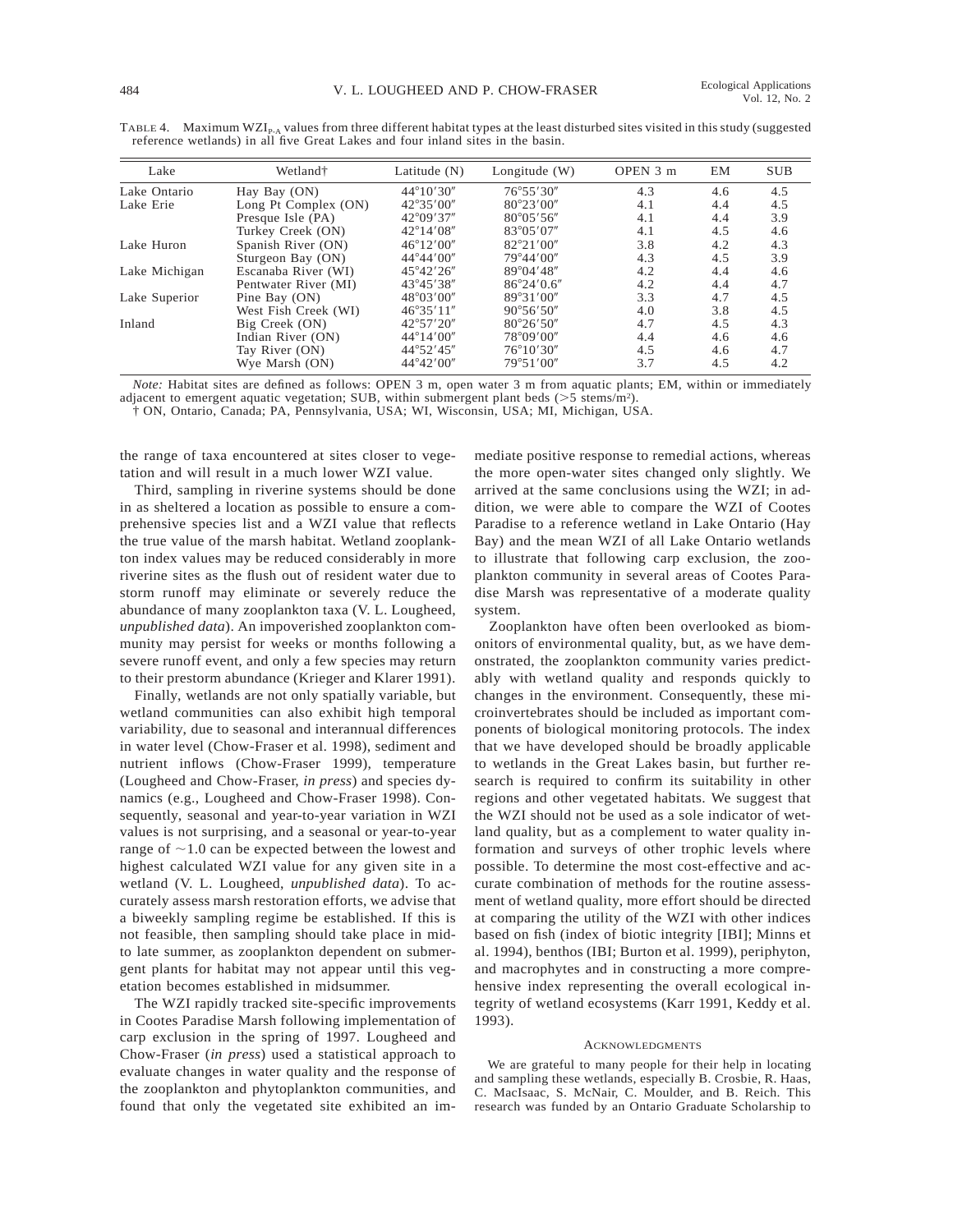TABLE 4. Maximum $WZI_{P-A}$ values from three different habitat types at the least disturbed sites visited in this study (suggested reference wetlands) in all five Great Lakes and four inland sites in the basin.

| Lake | Wetland† | Latitude (N) | Longitude (W) | OPEN 3 m | EM | SUB |
|---|---|---|---|---|---|---|
| Lake Ontario | Hay Bay (ON) | 44°10′30″ | 76°55′30″ | 4.3 | 4.6 | 4.5 |
| Lake Erie | Long Pt Complex (ON) | 42°35′00″ | 80°23′00″ | 4.1 | 4.4 | 4.5 |
| | Presque Isle (PA) | 42°09′37″ | 80°05′56″ | 4.1 | 4.4 | 3.9 |
| | Turkey Creek (ON) | 42°14′08″ | 83°05′07″ | 4.1 | 4.5 | 4.6 |
| Lake Huron | Spanish River (ON) | 46°12′00″ | 82°21′00″ | 3.8 | 4.2 | 4.3 |
| | Sturgeon Bay (ON) | 44°44′00″ | 79°44′00″ | 4.3 | 4.5 | 3.9 |
| Lake Michigan | Escanaba River (WI) | 45°42′26″ | 89°04′48″ | 4.2 | 4.4 | 4.6 |
| | Pentwater River (MI) | 43°45′38″ | 86°24′0.6″ | 4.2 | 4.4 | 4.7 |
| Lake Superior | Pine Bay (ON) | 48°03′00″ | 89°31′00″ | 3.3 | 4.7 | 4.5 |
| | West Fish Creek (WI) | 46°35′11″ | 90°56′50″ | 4.0 | 3.8 | 4.5 |
| Inland | Big Creek (ON) | 42°57′20″ | 80°26′50″ | 4.7 | 4.5 | 4.3 |
| | Indian River (ON) | 44°14′00″ | 78°09′00″ | 4.4 | 4.6 | 4.6 |
| | Tay River (ON) | 44°52′45″ | 76°10′30″ | 4.5 | 4.6 | 4.7 |
| | Wye Marsh (ON) | 44°42′00″ | 79°51′00″ | 3.7 | 4.5 | 4.2 |

*Note:* Habitat sites are defined as follows: OPEN 3 m, open water 3 m from aquatic plants; EM, within or immediately adjacent to emergent aquatic vegetation; SUB, within submergent plant beds (>5 stems/m²).

† ON, Ontario, Canada; PA, Pennsylvania, USA; WI, Wisconsin, USA; MI, Michigan, USA.

the range of taxa encountered at sites closer to vegetation and will result in a much lower WZI value.

Third, sampling in riverine systems should be done in as sheltered a location as possible to ensure a comprehensive species list and a WZI value that reflects the true value of the marsh habitat. Wetland zooplankton index values may be reduced considerably in more riverine sites as the flush out of resident water due to storm runoff may eliminate or severely reduce the abundance of many zooplankton taxa (V. L. Lougheed, *unpublished data*). An impoverished zooplankton community may persist for weeks or months following a severe runoff event, and only a few species may return to their prestorm abundance (Krieger and Klarer 1991).

Finally, wetlands are not only spatially variable, but wetland communities can also exhibit high temporal variability, due to seasonal and interannual differences in water level (Chow-Fraser et al. 1998), sediment and nutrient inflows (Chow-Fraser 1999), temperature (Lougheed and Chow-Fraser, *in press*) and species dynamics (e.g., Lougheed and Chow-Fraser 1998). Consequently, seasonal and year-to-year variation in WZI values is not surprising, and a seasonal or year-to-year range of ~1.0 can be expected between the lowest and highest calculated WZI value for any given site in a wetland (V. L. Lougheed, *unpublished data*). To accurately assess marsh restoration efforts, we advise that a biweekly sampling regime be established. If this is not feasible, then sampling should take place in mid- to late summer, as zooplankton dependent on submergent plants for habitat may not appear until this vegetation becomes established in midsummer.

The WZI rapidly tracked site-specific improvements in Cootes Paradise Marsh following implementation of carp exclusion in the spring of 1997. Lougheed and Chow-Fraser (*in press*) used a statistical approach to evaluate changes in water quality and the response of the zooplankton and phytoplankton communities, and found that only the vegetated site exhibited an immediate positive response to remedial actions, whereas the more open-water sites changed only slightly. We arrived at the same conclusions using the WZI; in addition, we were able to compare the WZI of Cootes Paradise to a reference wetland in Lake Ontario (Hay Bay) and the mean WZI of all Lake Ontario wetlands to illustrate that following carp exclusion, the zooplankton community in several areas of Cootes Paradise Marsh was representative of a moderate quality system.

Zooplankton have often been overlooked as biomonitors of environmental quality, but, as we have demonstrated, the zooplankton community varies predictably with wetland quality and responds quickly to changes in the environment. Consequently, these microinvertebrates should be included as important components of biological monitoring protocols. The index that we have developed should be broadly applicable to wetlands in the Great Lakes basin, but further research is required to confirm its suitability in other regions and other vegetated habitats. We suggest that the WZI should not be used as a sole indicator of wetland quality, but as a complement to water quality information and surveys of other trophic levels where possible. To determine the most cost-effective and accurate combination of methods for the routine assessment of wetland quality, more effort should be directed at comparing the utility of the WZI with other indices based on fish (index of biotic integrity [IBI]; Minns et al. 1994), benthos (IBI; Burton et al. 1999), periphyton, and macrophytes and in constructing a more comprehensive index representing the overall ecological integrity of wetland ecosystems (Karr 1991, Keddy et al. 1993).

## ACKNOWLEDGMENTS

We are grateful to many people for their help in locating and sampling these wetlands, especially B. Crosbie, R. Haas, C. MacIsaac, S. McNair, C. Moulder, and B. Reich. This research was funded by an Ontario Graduate Scholarship to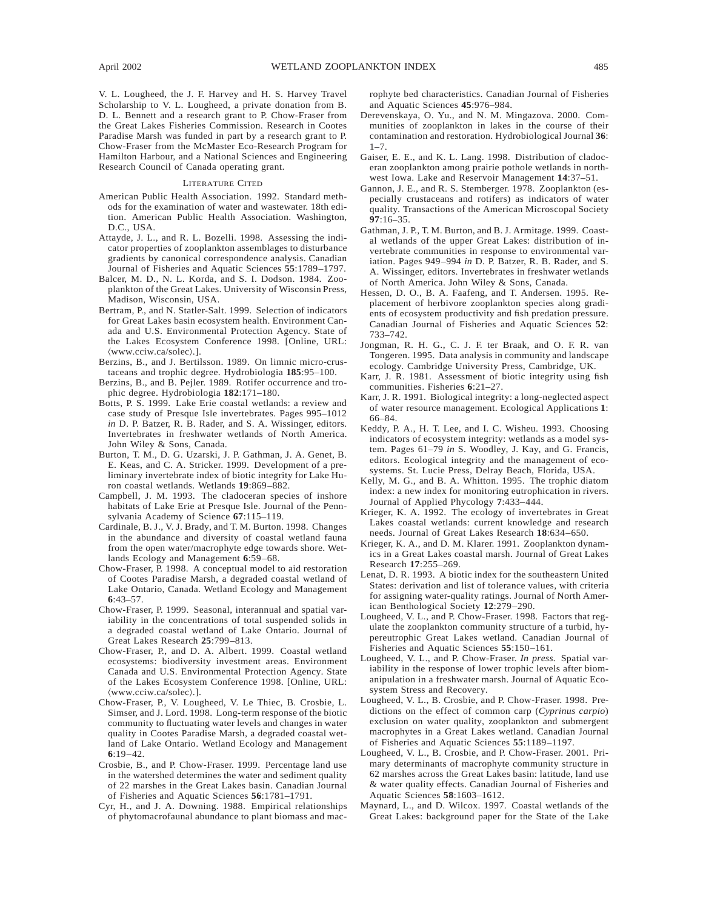V. L. Lougheed, the J. F. Harvey and H. S. Harvey Travel Scholarship to V. L. Lougheed, a private donation from B. D. L. Bennett and a research grant to P. Chow-Fraser from the Great Lakes Fisheries Commission. Research in Cootes Paradise Marsh was funded in part by a research grant to P. Chow-Fraser from the McMaster Eco-Research Program for Hamilton Harbour, and a National Sciences and Engineering Research Council of Canada operating grant.

## LITERATURE CITED

American Public Health Association. 1992. Standard methods for the examination of water and wastewater. 18th edition. American Public Health Association. Washington, D.C., USA.

Attayde, J. L., and R. L. Bozelli. 1998. Assessing the indicator properties of zooplankton assemblages to disturbance gradients by canonical correspondence analysis. Canadian Journal of Fisheries and Aquatic Sciences **55**:1789–1797.

Balcer, M. D., N. L. Korda, and S. I. Dodson. 1984. Zooplankton of the Great Lakes. University of Wisconsin Press, Madison, Wisconsin, USA.

Bertram, P., and N. Statler-Salt. 1999. Selection of indicators for Great Lakes basin ecosystem health. Environment Canada and U.S. Environmental Protection Agency. State of the Lakes Ecosystem Conference 1998. [Online, URL: ⟨www.cciw.ca/solec⟩.].

Berzins, B., and J. Bertilsson. 1989. On limnic micro-crustaceans and trophic degree. Hydrobiologia **185**:95–100.

Berzins, B., and B. Pejler. 1989. Rotifer occurrence and trophic degree. Hydrobiologia **182**:171–180.

Botts, P. S. 1999. Lake Erie coastal wetlands: a review and case study of Presque Isle invertebrates. Pages 995–1012 *in* D. P. Batzer, R. B. Rader, and S. A. Wissinger, editors. Invertebrates in freshwater wetlands of North America. John Wiley & Sons, Canada.

Burton, T. M., D. G. Uzarski, J. P. Gathman, J. A. Genet, B. E. Keas, and C. A. Stricker. 1999. Development of a preliminary invertebrate index of biotic integrity for Lake Huron coastal wetlands. Wetlands **19**:869–882.

Campbell, J. M. 1993. The cladoceran species of inshore habitats of Lake Erie at Presque Isle. Journal of the Pennsylvania Academy of Science **67**:115–119.

Cardinale, B. J., V. J. Brady, and T. M. Burton. 1998. Changes in the abundance and diversity of coastal wetland fauna from the open water/macrophyte edge towards shore. Wetlands Ecology and Management **6**:59–68.

Chow-Fraser, P. 1998. A conceptual model to aid restoration of Cootes Paradise Marsh, a degraded coastal wetland of Lake Ontario, Canada. Wetland Ecology and Management **6**:43–57.

Chow-Fraser, P. 1999. Seasonal, interannual and spatial variability in the concentrations of total suspended solids in a degraded coastal wetland of Lake Ontario. Journal of Great Lakes Research **25**:799–813.

Chow-Fraser, P., and D. A. Albert. 1999. Coastal wetland ecosystems: biodiversity investment areas. Environment Canada and U.S. Environmental Protection Agency. State of the Lakes Ecosystem Conference 1998. [Online, URL: ⟨www.cciw.ca/solec⟩.].

Chow-Fraser, P., V. Lougheed, V. Le Thiec, B. Crosbie, L. Simser, and J. Lord. 1998. Long-term response of the biotic community to fluctuating water levels and changes in water quality in Cootes Paradise Marsh, a degraded coastal wetland of Lake Ontario. Wetland Ecology and Management **6**:19–42.

Crosbie, B., and P. Chow-Fraser. 1999. Percentage land use in the watershed determines the water and sediment quality of 22 marshes in the Great Lakes basin. Canadian Journal of Fisheries and Aquatic Sciences **56**:1781–1791.

Cyr, H., and J. A. Downing. 1988. Empirical relationships of phytomacrofaunal abundance to plant biomass and macrophyte bed characteristics. Canadian Journal of Fisheries and Aquatic Sciences **45**:976–984.

Derevenskaya, O. Yu., and N. M. Mingazova. 2000. Communities of zooplankton in lakes in the course of their contamination and restoration. Hydrobiological Journal **36**: 1–7.

Gaiser, E. E., and K. L. Lang. 1998. Distribution of cladoceran zooplankton among prairie pothole wetlands in northwest Iowa. Lake and Reservoir Management **14**:37–51.

Gannon, J. E., and R. S. Stemberger. 1978. Zooplankton (especially crustaceans and rotifers) as indicators of water quality. Transactions of the American Microscopal Society **97**:16–35.

Gathman, J. P., T. M. Burton, and B. J. Armitage. 1999. Coastal wetlands of the upper Great Lakes: distribution of invertebrate communities in response to environmental variation. Pages 949–994 *in* D. P. Batzer, R. B. Rader, and S. A. Wissinger, editors. Invertebrates in freshwater wetlands of North America. John Wiley & Sons, Canada.

Hessen, D. O., B. A. Faafeng, and T. Andersen. 1995. Replacement of herbivore zooplankton species along gradients of ecosystem productivity and fish predation pressure. Canadian Journal of Fisheries and Aquatic Sciences **52**: 733–742.

Jongman, R. H. G., C. J. F. ter Braak, and O. F. R. van Tongeren. 1995. Data analysis in community and landscape ecology. Cambridge University Press, Cambridge, UK.

Karr, J. R. 1981. Assessment of biotic integrity using fish communities. Fisheries **6**:21–27.

Karr, J. R. 1991. Biological integrity: a long-neglected aspect of water resource management. Ecological Applications **1**: 66–84.

Keddy, P. A., H. T. Lee, and I. C. Wisheu. 1993. Choosing indicators of ecosystem integrity: wetlands as a model system. Pages 61–79 *in* S. Woodley, J. Kay, and G. Francis, editors. Ecological integrity and the management of ecosystems. St. Lucie Press, Delray Beach, Florida, USA.

Kelly, M. G., and B. A. Whitton. 1995. The trophic diatom index: a new index for monitoring eutrophication in rivers. Journal of Applied Phycology **7**:433–444.

Krieger, K. A. 1992. The ecology of invertebrates in Great Lakes coastal wetlands: current knowledge and research needs. Journal of Great Lakes Research **18**:634–650.

Krieger, K. A., and D. M. Klarer. 1991. Zooplankton dynamics in a Great Lakes coastal marsh. Journal of Great Lakes Research **17**:255–269.

Lenat, D. R. 1993. A biotic index for the southeastern United States: derivation and list of tolerance values, with criteria for assigning water-quality ratings. Journal of North American Benthological Society **12**:279–290.

Lougheed, V. L., and P. Chow-Fraser. 1998. Factors that regulate the zooplankton community structure of a turbid, hypereutrophic Great Lakes wetland. Canadian Journal of Fisheries and Aquatic Sciences **55**:150–161.

Lougheed, V. L., and P. Chow-Fraser. *In press.* Spatial variability in the response of lower trophic levels after biomanipulation in a freshwater marsh. Journal of Aquatic Ecosystem Stress and Recovery.

Lougheed, V. L., B. Crosbie, and P. Chow-Fraser. 1998. Predictions on the effect of common carp (*Cyprinus carpio*) exclusion on water quality, zooplankton and submergent macrophytes in a Great Lakes wetland. Canadian Journal of Fisheries and Aquatic Sciences **55**:1189–1197.

Lougheed, V. L., B. Crosbie, and P. Chow-Fraser. 2001. Primary determinants of macrophyte community structure in 62 marshes across the Great Lakes basin: latitude, land use & water quality effects. Canadian Journal of Fisheries and Aquatic Sciences **58**:1603–1612.

Maynard, L., and D. Wilcox. 1997. Coastal wetlands of the Great Lakes: background paper for the State of the Lake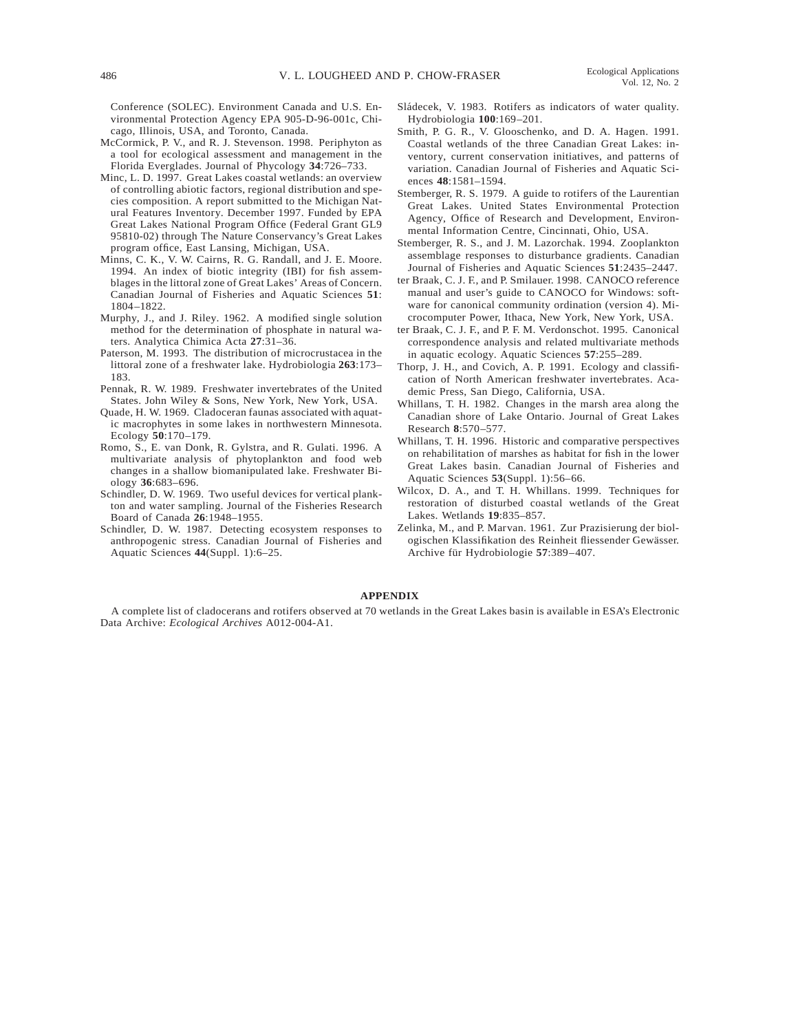Conference (SOLEC). Environment Canada and U.S. Environmental Protection Agency EPA 905-D-96-001c, Chicago, Illinois, USA, and Toronto, Canada.

McCormick, P. V., and R. J. Stevenson. 1998. Periphyton as a tool for ecological assessment and management in the Florida Everglades. Journal of Phycology **34**:726–733.

Minc, L. D. 1997. Great Lakes coastal wetlands: an overview of controlling abiotic factors, regional distribution and species composition. A report submitted to the Michigan Natural Features Inventory. December 1997. Funded by EPA Great Lakes National Program Office (Federal Grant GL9 95810-02) through The Nature Conservancy's Great Lakes program office, East Lansing, Michigan, USA.

Minns, C. K., V. W. Cairns, R. G. Randall, and J. E. Moore. 1994. An index of biotic integrity (IBI) for fish assemblages in the littoral zone of Great Lakes' Areas of Concern. Canadian Journal of Fisheries and Aquatic Sciences **51**: 1804–1822.

Murphy, J., and J. Riley. 1962. A modified single solution method for the determination of phosphate in natural waters. Analytica Chimica Acta **27**:31–36.

Paterson, M. 1993. The distribution of microcrustacea in the littoral zone of a freshwater lake. Hydrobiologia **263**:173–183.

Pennak, R. W. 1989. Freshwater invertebrates of the United States. John Wiley & Sons, New York, New York, USA.

Quade, H. W. 1969. Cladoceran faunas associated with aquatic macrophytes in some lakes in northwestern Minnesota. Ecology **50**:170–179.

Romo, S., E. van Donk, R. Gylstra, and R. Gulati. 1996. A multivariate analysis of phytoplankton and food web changes in a shallow biomanipulated lake. Freshwater Biology **36**:683–696.

Schindler, D. W. 1969. Two useful devices for vertical plankton and water sampling. Journal of the Fisheries Research Board of Canada **26**:1948–1955.

Schindler, D. W. 1987. Detecting ecosystem responses to anthropogenic stress. Canadian Journal of Fisheries and Aquatic Sciences **44**(Suppl. 1):6–25.

Sládecek, V. 1983. Rotifers as indicators of water quality. Hydrobiologia **100**:169–201.

Smith, P. G. R., V. Glooschenko, and D. A. Hagen. 1991. Coastal wetlands of the three Canadian Great Lakes: inventory, current conservation initiatives, and patterns of variation. Canadian Journal of Fisheries and Aquatic Sciences **48**:1581–1594.

Stemberger, R. S. 1979. A guide to rotifers of the Laurentian Great Lakes. United States Environmental Protection Agency, Office of Research and Development, Environmental Information Centre, Cincinnati, Ohio, USA.

Stemberger, R. S., and J. M. Lazorchak. 1994. Zooplankton assemblage responses to disturbance gradients. Canadian Journal of Fisheries and Aquatic Sciences **51**:2435–2447.

ter Braak, C. J. F., and P. Smilauer. 1998. CANOCO reference manual and user's guide to CANOCO for Windows: software for canonical community ordination (version 4). Microcomputer Power, Ithaca, New York, New York, USA.

ter Braak, C. J. F., and P. F. M. Verdonschot. 1995. Canonical correspondence analysis and related multivariate methods in aquatic ecology. Aquatic Sciences **57**:255–289.

Thorp, J. H., and Covich, A. P. 1991. Ecology and classification of North American freshwater invertebrates. Academic Press, San Diego, California, USA.

Whillans, T. H. 1982. Changes in the marsh area along the Canadian shore of Lake Ontario. Journal of Great Lakes Research **8**:570–577.

Whillans, T. H. 1996. Historic and comparative perspectives on rehabilitation of marshes as habitat for fish in the lower Great Lakes basin. Canadian Journal of Fisheries and Aquatic Sciences **53**(Suppl. 1):56–66.

Wilcox, D. A., and T. H. Whillans. 1999. Techniques for restoration of disturbed coastal wetlands of the Great Lakes. Wetlands **19**:835–857.

Zelinka, M., and P. Marvan. 1961. Zur Prazisierung der biologischen Klassifikation des Reinheit fliessender Gewässer. Archive für Hydrobiologie **57**:389–407.

## APPENDIX

A complete list of cladocerans and rotifers observed at 70 wetlands in the Great Lakes basin is available in ESA's Electronic Data Archive: *Ecological Archives* A012-004-A1.